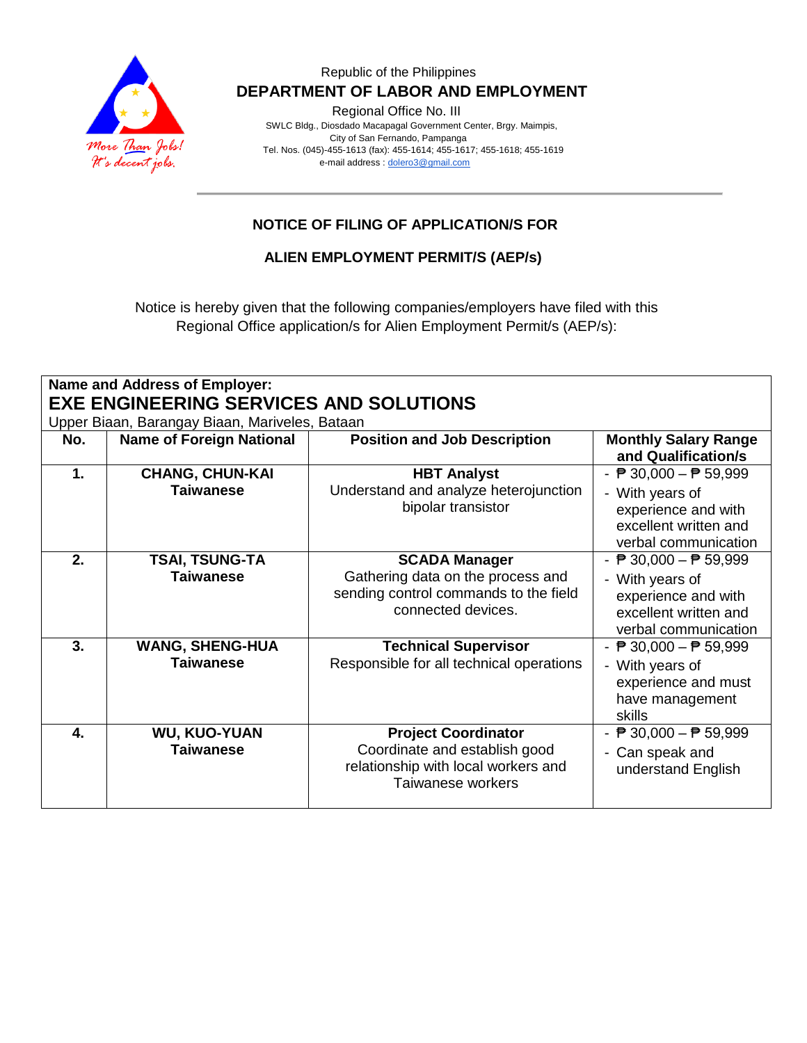Republic of the Philippines

**DEPARTMENT OF LABOR AND EMPLOYMENT**

Regional Office No. III

SWLC Bldg., Diosdado Macapagal Government Center, Brgy. Maimpis,
City of San Fernando, Pampanga
Tel. Nos. (045)-455-1613 (fax): 455-1614; 455-1617; 455-1618; 455-1619
e-mail address : dolero3@gmail.com

---

## NOTICE OF FILING OF APPLICATION/S FOR

## ALIEN EMPLOYMENT PERMIT/S (AEP/s)

Notice is hereby given that the following companies/employers have filed with this Regional Office application/s for Alien Employment Permit/s (AEP/s):

**Name and Address of Employer:**

**EXE ENGINEERING SERVICES AND SOLUTIONS**

Upper Biaan, Barangay Biaan, Mariveles, Bataan

| No. | Name of Foreign National | Position and Job Description | Monthly Salary Range and Qualification/s |
|---|---|---|---|
| **1.** | **CHANG, CHUN-KAI**<br>**Taiwanese** | **HBT Analyst**<br>Understand and analyze heterojunction bipolar transistor | - ₱ 30,000 – ₱ 59,999<br>- With years of experience and with excellent written and verbal communication |
| **2.** | **TSAI, TSUNG-TA**<br>**Taiwanese** | **SCADA Manager**<br>Gathering data on the process and sending control commands to the field connected devices. | - ₱ 30,000 – ₱ 59,999<br>- With years of experience and with excellent written and verbal communication |
| **3.** | **WANG, SHENG-HUA**<br>**Taiwanese** | **Technical Supervisor**<br>Responsible for all technical operations | - ₱ 30,000 – ₱ 59,999<br>- With years of experience and must have management skills |
| **4.** | **WU, KUO-YUAN**<br>**Taiwanese** | **Project Coordinator**<br>Coordinate and establish good relationship with local workers and Taiwanese workers | - ₱ 30,000 – ₱ 59,999<br>- Can speak and understand English |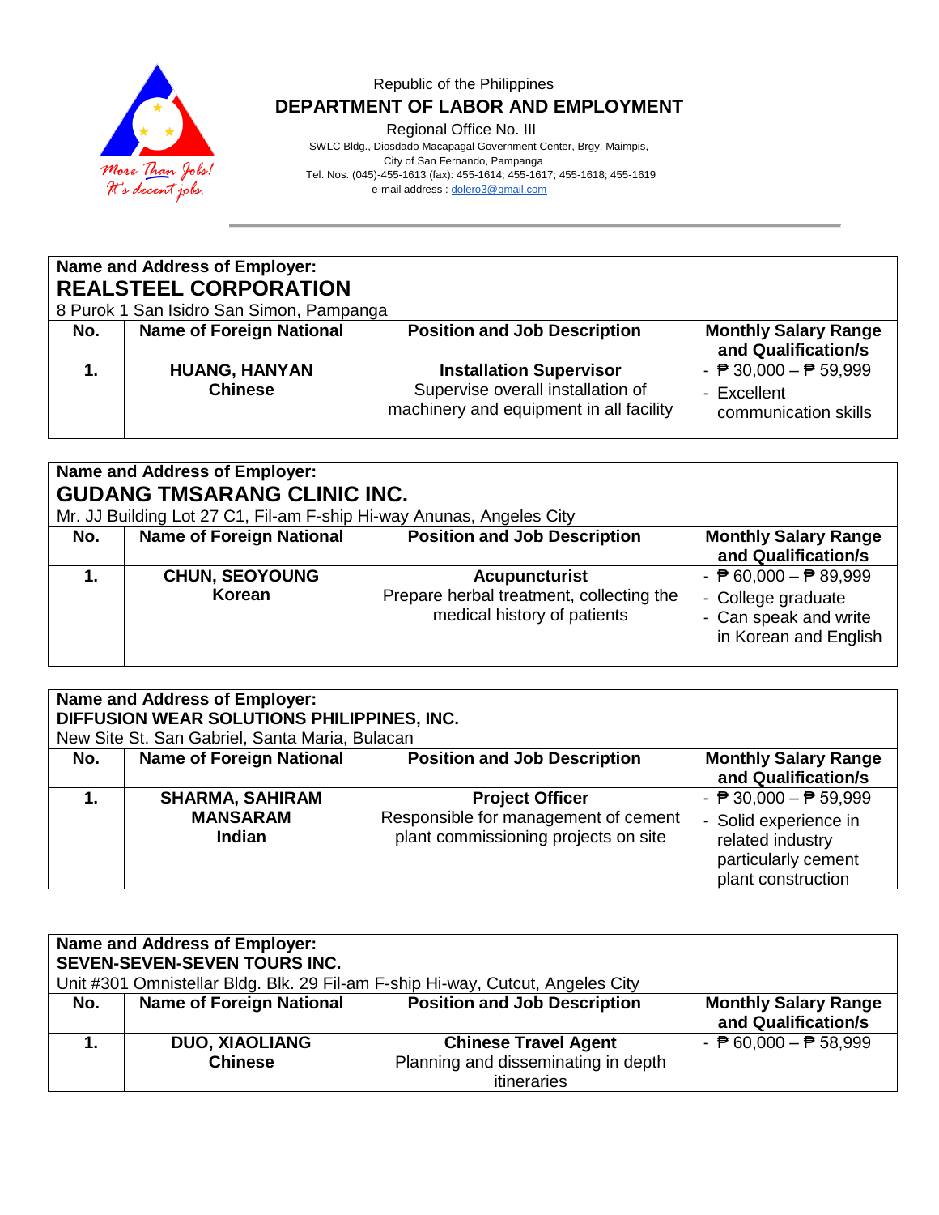Republic of the Philippines

**DEPARTMENT OF LABOR AND EMPLOYMENT**

Regional Office No. III

SWLC Bldg., Diosdado Macapagal Government Center, Brgy. Maimpis, City of San Fernando, Pampanga

Tel. Nos. (045)-455-1613 (fax): 455-1614; 455-1617; 455-1618; 455-1619

e-mail address : dolero3@gmail.com

**Name and Address of Employer:**

## REALSTEEL CORPORATION

8 Purok 1 San Isidro San Simon, Pampanga

| No. | Name of Foreign National | Position and Job Description | Monthly Salary Range and Qualification/s |
|---|---|---|---|
| **1.** | **HUANG, HANYAN**<br>**Chinese** | **Installation Supervisor**<br>Supervise overall installation of machinery and equipment in all facility | - ₱ 30,000 – ₱ 59,999<br>- Excellent communication skills |

**Name and Address of Employer:**

## GUDANG TMSARANG CLINIC INC.

Mr. JJ Building Lot 27 C1, Fil-am F-ship Hi-way Anunas, Angeles City

| No. | Name of Foreign National | Position and Job Description | Monthly Salary Range and Qualification/s |
|---|---|---|---|
| **1.** | **CHUN, SEOYOUNG**<br>**Korean** | **Acupuncturist**<br>Prepare herbal treatment, collecting the medical history of patients | - ₱ 60,000 – ₱ 89,999<br>- College graduate<br>- Can speak and write in Korean and English |

**Name and Address of Employer:**

**DIFFUSION WEAR SOLUTIONS PHILIPPINES, INC.**

New Site St. San Gabriel, Santa Maria, Bulacan

| No. | Name of Foreign National | Position and Job Description | Monthly Salary Range and Qualification/s |
|---|---|---|---|
| **1.** | **SHARMA, SAHIRAM MANSARAM**<br>**Indian** | **Project Officer**<br>Responsible for management of cement plant commissioning projects on site | - ₱ 30,000 – ₱ 59,999<br>- Solid experience in related industry particularly cement plant construction |

**Name and Address of Employer:**

**SEVEN-SEVEN-SEVEN TOURS INC.**

Unit #301 Omnistellar Bldg. Blk. 29 Fil-am F-ship Hi-way, Cutcut, Angeles City

| No. | Name of Foreign National | Position and Job Description | Monthly Salary Range and Qualification/s |
|---|---|---|---|
| **1.** | **DUO, XIAOLIANG**<br>**Chinese** | **Chinese Travel Agent**<br>Planning and disseminating in depth itineraries | - ₱ 60,000 – ₱ 58,999 |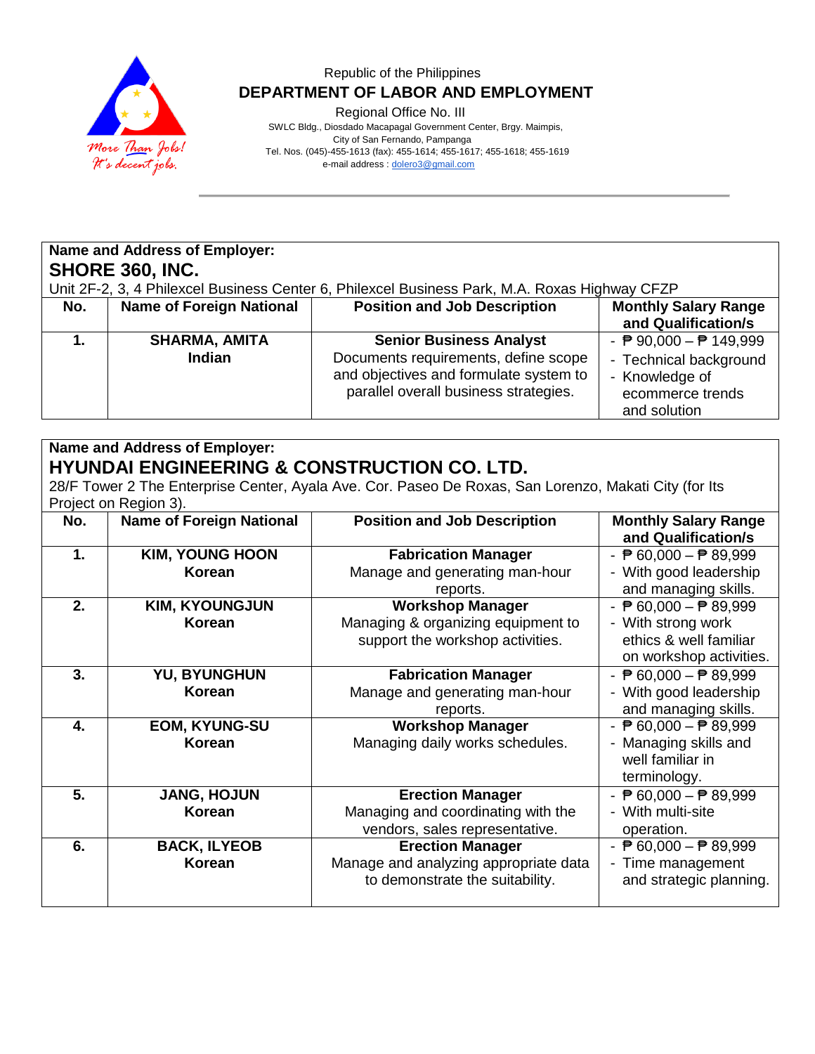Republic of the Philippines
**DEPARTMENT OF LABOR AND EMPLOYMENT**
Regional Office No. III
SWLC Bldg., Diosdado Macapagal Government Center, Brgy. Maimpis,
City of San Fernando, Pampanga
Tel. Nos. (045)-455-1613 (fax): 455-1614; 455-1617; 455-1618; 455-1619
e-mail address : dolero3@gmail.com

**Name and Address of Employer:**
**SHORE 360, INC.**
Unit 2F-2, 3, 4 Philexcel Business Center 6, Philexcel Business Park, M.A. Roxas Highway CFZP

| No. | Name of Foreign National | Position and Job Description | Monthly Salary Range and Qualification/s |
|---|---|---|---|
| **1.** | **SHARMA, AMITA** **Indian** | **Senior Business Analyst** Documents requirements, define scope and objectives and formulate system to parallel overall business strategies. | - ₱ 90,000 – ₱ 149,999 - Technical background - Knowledge of ecommerce trends and solution |

**Name and Address of Employer:**
**HYUNDAI ENGINEERING & CONSTRUCTION CO. LTD.**
28/F Tower 2 The Enterprise Center, Ayala Ave. Cor. Paseo De Roxas, San Lorenzo, Makati City (for Its Project on Region 3).

| No. | Name of Foreign National | Position and Job Description | Monthly Salary Range and Qualification/s |
|---|---|---|---|
| **1.** | **KIM, YOUNG HOON** **Korean** | **Fabrication Manager** Manage and generating man-hour reports. | - ₱ 60,000 – ₱ 89,999 - With good leadership and managing skills. |
| **2.** | **KIM, KYOUNGJUN** **Korean** | **Workshop Manager** Managing & organizing equipment to support the workshop activities. | - ₱ 60,000 – ₱ 89,999 - With strong work ethics & well familiar on workshop activities. |
| **3.** | **YU, BYUNGHUN** **Korean** | **Fabrication Manager** Manage and generating man-hour reports. | - ₱ 60,000 – ₱ 89,999 - With good leadership and managing skills. |
| **4.** | **EOM, KYUNG-SU** **Korean** | **Workshop Manager** Managing daily works schedules. | - ₱ 60,000 – ₱ 89,999 - Managing skills and well familiar in terminology. |
| **5.** | **JANG, HOJUN** **Korean** | **Erection Manager** Managing and coordinating with the vendors, sales representative. | - ₱ 60,000 – ₱ 89,999 - With multi-site operation. |
| **6.** | **BACK, ILYEOB** **Korean** | **Erection Manager** Manage and analyzing appropriate data to demonstrate the suitability. | - ₱ 60,000 – ₱ 89,999 - Time management and strategic planning. |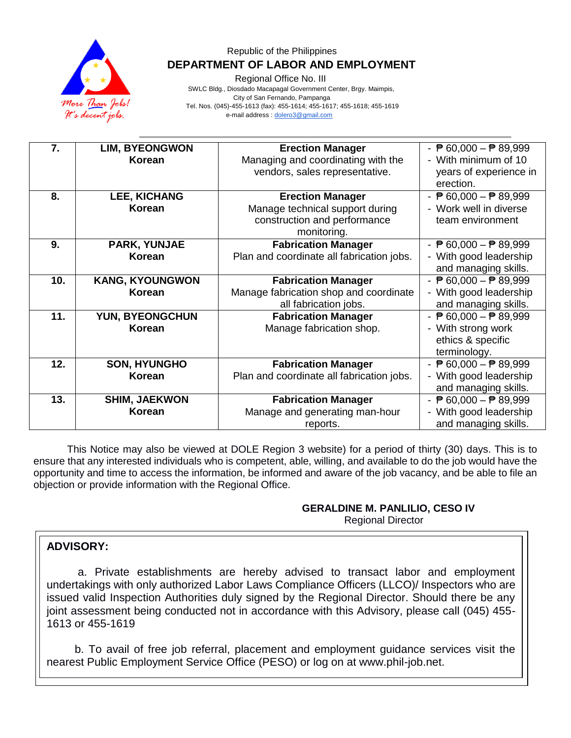Republic of the Philippines
**DEPARTMENT OF LABOR AND EMPLOYMENT**
Regional Office No. III
SWLC Bldg., Diosdado Macapagal Government Center, Brgy. Maimpis,
City of San Fernando, Pampanga
Tel. Nos. (045)-455-1613 (fax): 455-1614; 455-1617; 455-1618; 455-1619
e-mail address : dolero3@gmail.com

More Than Jobs!
It's decent jobs.

| | | | |
|---|---|---|---|
| **7.** | **LIM, BYEONGWON**<br>**Korean** | **Erection Manager**<br>Managing and coordinating with the vendors, sales representative. | - ₱ 60,000 – ₱ 89,999<br>- With minimum of 10 years of experience in erection. |
| **8.** | **LEE, KICHANG**<br>**Korean** | **Erection Manager**<br>Manage technical support during construction and performance monitoring. | - ₱ 60,000 – ₱ 89,999<br>- Work well in diverse team environment |
| **9.** | **PARK, YUNJAE**<br>**Korean** | **Fabrication Manager**<br>Plan and coordinate all fabrication jobs. | - ₱ 60,000 – ₱ 89,999<br>- With good leadership and managing skills. |
| **10.** | **KANG, KYOUNGWON**<br>**Korean** | **Fabrication Manager**<br>Manage fabrication shop and coordinate all fabrication jobs. | - ₱ 60,000 – ₱ 89,999<br>- With good leadership and managing skills. |
| **11.** | **YUN, BYEONGCHUN**<br>**Korean** | **Fabrication Manager**<br>Manage fabrication shop. | - ₱ 60,000 – ₱ 89,999<br>- With strong work ethics & specific terminology. |
| **12.** | **SON, HYUNGHO**<br>**Korean** | **Fabrication Manager**<br>Plan and coordinate all fabrication jobs. | - ₱ 60,000 – ₱ 89,999<br>- With good leadership and managing skills. |
| **13.** | **SHIM, JAEKWON**<br>**Korean** | **Fabrication Manager**<br>Manage and generating man-hour reports. | - ₱ 60,000 – ₱ 89,999<br>- With good leadership and managing skills. |

This Notice may also be viewed at DOLE Region 3 website) for a period of thirty (30) days. This is to ensure that any interested individuals who is competent, able, willing, and available to do the job would have the opportunity and time to access the information, be informed and aware of the job vacancy, and be able to file an objection or provide information with the Regional Office.

**GERALDINE M. PANLILIO, CESO IV**
Regional Director

**ADVISORY:**

a. Private establishments are hereby advised to transact labor and employment undertakings with only authorized Labor Laws Compliance Officers (LLCO)/ Inspectors who are issued valid Inspection Authorities duly signed by the Regional Director. Should there be any joint assessment being conducted not in accordance with this Advisory, please call (045) 455-1613 or 455-1619

b. To avail of free job referral, placement and employment guidance services visit the nearest Public Employment Service Office (PESO) or log on at www.phil-job.net.